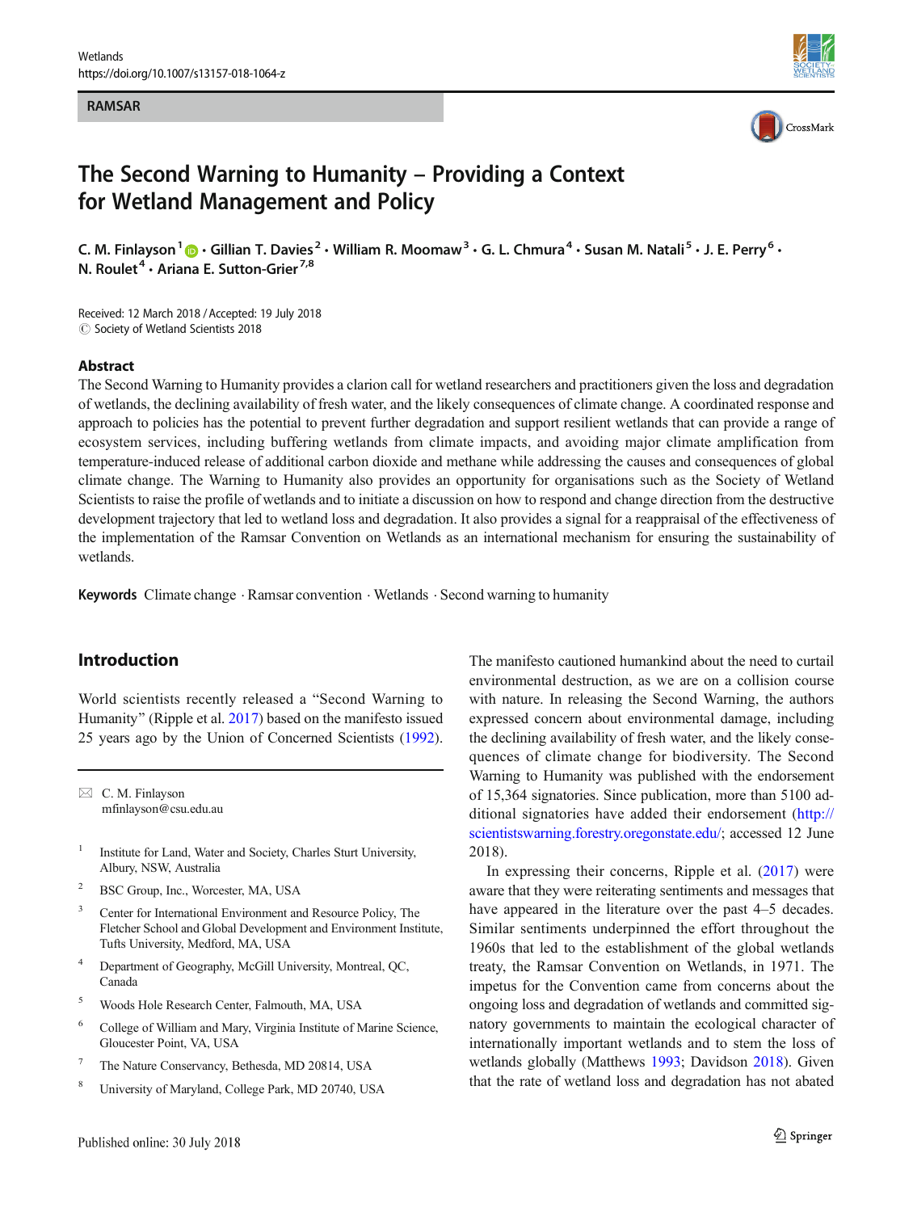RAMSAR

# The Second Warning to Humanity – Providing a Context for Wetland Management and Policy

C. M. Finlayson[1] · Gillian T. Davies[2] · William R. Moomaw[3] · G. L. Chmura[4] · Susan M. Natali[5] · J. E. Perry[6] · N. Roulet[4] · Ariana E. Sutton-Grier[7,8]

Received: 12 March 2018 / Accepted: 19 July 2018
© Society of Wetland Scientists 2018

## Abstract

The Second Warning to Humanity provides a clarion call for wetland researchers and practitioners given the loss and degradation of wetlands, the declining availability of fresh water, and the likely consequences of climate change. A coordinated response and approach to policies has the potential to prevent further degradation and support resilient wetlands that can provide a range of ecosystem services, including buffering wetlands from climate impacts, and avoiding major climate amplification from temperature-induced release of additional carbon dioxide and methane while addressing the causes and consequences of global climate change. The Warning to Humanity also provides an opportunity for organisations such as the Society of Wetland Scientists to raise the profile of wetlands and to initiate a discussion on how to respond and change direction from the destructive development trajectory that led to wetland loss and degradation. It also provides a signal for a reappraisal of the effectiveness of the implementation of the Ramsar Convention on Wetlands as an international mechanism for ensuring the sustainability of wetlands.

**Keywords** Climate change · Ramsar convention · Wetlands · Second warning to humanity

## Introduction

World scientists recently released a "Second Warning to Humanity" (Ripple et al. 2017) based on the manifesto issued 25 years ago by the Union of Concerned Scientists (1992). The manifesto cautioned humankind about the need to curtail environmental destruction, as we are on a collision course with nature. In releasing the Second Warning, the authors expressed concern about environmental damage, including the declining availability of fresh water, and the likely consequences of climate change for biodiversity. The Second Warning to Humanity was published with the endorsement of 15,364 signatories. Since publication, more than 5100 additional signatories have added their endorsement (http://scientistswarning.forestry.oregonstate.edu/; accessed 12 June 2018).

In expressing their concerns, Ripple et al. (2017) were aware that they were reiterating sentiments and messages that have appeared in the literature over the past 4–5 decades. Similar sentiments underpinned the effort throughout the 1960s that led to the establishment of the global wetlands treaty, the Ramsar Convention on Wetlands, in 1971. The impetus for the Convention came from concerns about the ongoing loss and degradation of wetlands and committed signatory governments to maintain the ecological character of internationally important wetlands and to stem the loss of wetlands globally (Matthews 1993; Davidson 2018). Given that the rate of wetland loss and degradation has not abated

---

✉ C. M. Finlayson
mfinlayson@csu.edu.au

[1] Institute for Land, Water and Society, Charles Sturt University, Albury, NSW, Australia

[2] BSC Group, Inc., Worcester, MA, USA

[3] Center for International Environment and Resource Policy, The Fletcher School and Global Development and Environment Institute, Tufts University, Medford, MA, USA

[4] Department of Geography, McGill University, Montreal, QC, Canada

[5] Woods Hole Research Center, Falmouth, MA, USA

[6] College of William and Mary, Virginia Institute of Marine Science, Gloucester Point, VA, USA

[7] The Nature Conservancy, Bethesda, MD 20814, USA

[8] University of Maryland, College Park, MD 20740, USA

Published online: 30 July 2018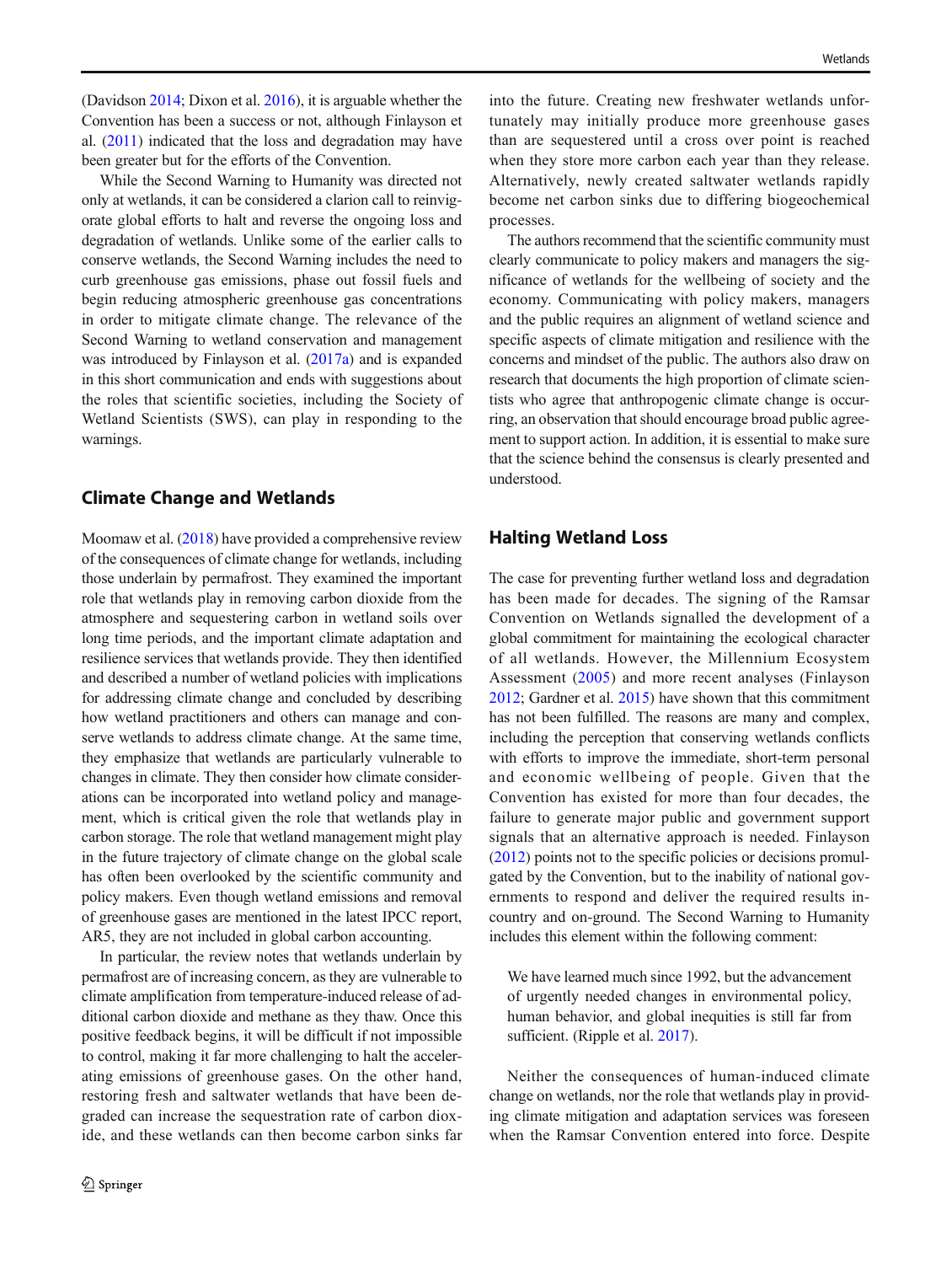(Davidson 2014; Dixon et al. 2016), it is arguable whether the Convention has been a success or not, although Finlayson et al. (2011) indicated that the loss and degradation may have been greater but for the efforts of the Convention.

While the Second Warning to Humanity was directed not only at wetlands, it can be considered a clarion call to reinvigorate global efforts to halt and reverse the ongoing loss and degradation of wetlands. Unlike some of the earlier calls to conserve wetlands, the Second Warning includes the need to curb greenhouse gas emissions, phase out fossil fuels and begin reducing atmospheric greenhouse gas concentrations in order to mitigate climate change. The relevance of the Second Warning to wetland conservation and management was introduced by Finlayson et al. (2017a) and is expanded in this short communication and ends with suggestions about the roles that scientific societies, including the Society of Wetland Scientists (SWS), can play in responding to the warnings.

## Climate Change and Wetlands

Moomaw et al. (2018) have provided a comprehensive review of the consequences of climate change for wetlands, including those underlain by permafrost. They examined the important role that wetlands play in removing carbon dioxide from the atmosphere and sequestering carbon in wetland soils over long time periods, and the important climate adaptation and resilience services that wetlands provide. They then identified and described a number of wetland policies with implications for addressing climate change and concluded by describing how wetland practitioners and others can manage and conserve wetlands to address climate change. At the same time, they emphasize that wetlands are particularly vulnerable to changes in climate. They then consider how climate considerations can be incorporated into wetland policy and management, which is critical given the role that wetlands play in carbon storage. The role that wetland management might play in the future trajectory of climate change on the global scale has often been overlooked by the scientific community and policy makers. Even though wetland emissions and removal of greenhouse gases are mentioned in the latest IPCC report, AR5, they are not included in global carbon accounting.

In particular, the review notes that wetlands underlain by permafrost are of increasing concern, as they are vulnerable to climate amplification from temperature-induced release of additional carbon dioxide and methane as they thaw. Once this positive feedback begins, it will be difficult if not impossible to control, making it far more challenging to halt the accelerating emissions of greenhouse gases. On the other hand, restoring fresh and saltwater wetlands that have been degraded can increase the sequestration rate of carbon dioxide, and these wetlands can then become carbon sinks far into the future. Creating new freshwater wetlands unfortunately may initially produce more greenhouse gases than are sequestered until a cross over point is reached when they store more carbon each year than they release. Alternatively, newly created saltwater wetlands rapidly become net carbon sinks due to differing biogeochemical processes.

The authors recommend that the scientific community must clearly communicate to policy makers and managers the significance of wetlands for the wellbeing of society and the economy. Communicating with policy makers, managers and the public requires an alignment of wetland science and specific aspects of climate mitigation and resilience with the concerns and mindset of the public. The authors also draw on research that documents the high proportion of climate scientists who agree that anthropogenic climate change is occurring, an observation that should encourage broad public agreement to support action. In addition, it is essential to make sure that the science behind the consensus is clearly presented and understood.

## Halting Wetland Loss

The case for preventing further wetland loss and degradation has been made for decades. The signing of the Ramsar Convention on Wetlands signalled the development of a global commitment for maintaining the ecological character of all wetlands. However, the Millennium Ecosystem Assessment (2005) and more recent analyses (Finlayson 2012; Gardner et al. 2015) have shown that this commitment has not been fulfilled. The reasons are many and complex, including the perception that conserving wetlands conflicts with efforts to improve the immediate, short-term personal and economic wellbeing of people. Given that the Convention has existed for more than four decades, the failure to generate major public and government support signals that an alternative approach is needed. Finlayson (2012) points not to the specific policies or decisions promulgated by the Convention, but to the inability of national governments to respond and deliver the required results in-country and on-ground. The Second Warning to Humanity includes this element within the following comment:

> We have learned much since 1992, but the advancement of urgently needed changes in environmental policy, human behavior, and global inequities is still far from sufficient. (Ripple et al. 2017).

Neither the consequences of human-induced climate change on wetlands, nor the role that wetlands play in providing climate mitigation and adaptation services was foreseen when the Ramsar Convention entered into force. Despite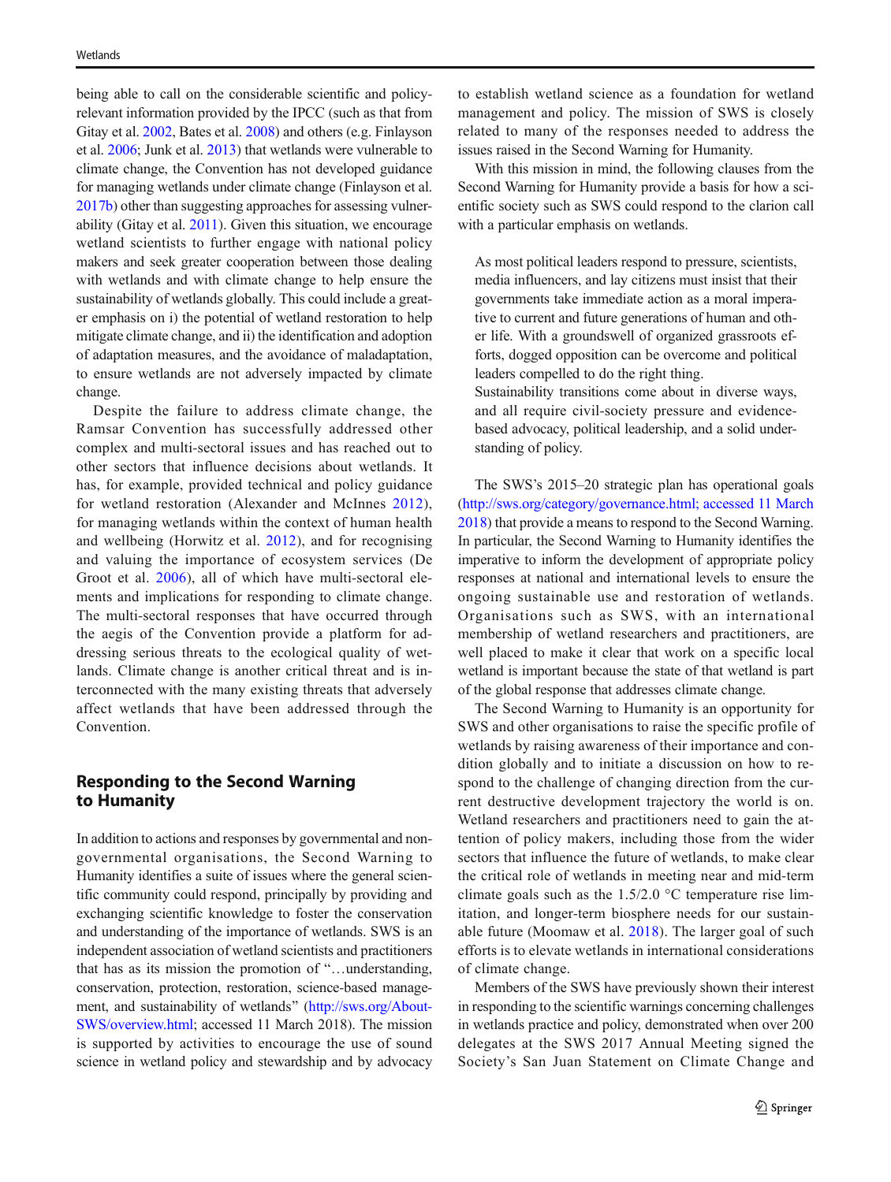being able to call on the considerable scientific and policy-relevant information provided by the IPCC (such as that from Gitay et al. 2002, Bates et al. 2008) and others (e.g. Finlayson et al. 2006; Junk et al. 2013) that wetlands were vulnerable to climate change, the Convention has not developed guidance for managing wetlands under climate change (Finlayson et al. 2017b) other than suggesting approaches for assessing vulnerability (Gitay et al. 2011). Given this situation, we encourage wetland scientists to further engage with national policy makers and seek greater cooperation between those dealing with wetlands and with climate change to help ensure the sustainability of wetlands globally. This could include a greater emphasis on i) the potential of wetland restoration to help mitigate climate change, and ii) the identification and adoption of adaptation measures, and the avoidance of maladaptation, to ensure wetlands are not adversely impacted by climate change.

Despite the failure to address climate change, the Ramsar Convention has successfully addressed other complex and multi-sectoral issues and has reached out to other sectors that influence decisions about wetlands. It has, for example, provided technical and policy guidance for wetland restoration (Alexander and McInnes 2012), for managing wetlands within the context of human health and wellbeing (Horwitz et al. 2012), and for recognising and valuing the importance of ecosystem services (De Groot et al. 2006), all of which have multi-sectoral elements and implications for responding to climate change. The multi-sectoral responses that have occurred through the aegis of the Convention provide a platform for addressing serious threats to the ecological quality of wetlands. Climate change is another critical threat and is interconnected with the many existing threats that adversely affect wetlands that have been addressed through the Convention.

## Responding to the Second Warning to Humanity

In addition to actions and responses by governmental and non-governmental organisations, the Second Warning to Humanity identifies a suite of issues where the general scientific community could respond, principally by providing and exchanging scientific knowledge to foster the conservation and understanding of the importance of wetlands. SWS is an independent association of wetland scientists and practitioners that has as its mission the promotion of "…understanding, conservation, protection, restoration, science-based management, and sustainability of wetlands" (http://sws.org/About-SWS/overview.html; accessed 11 March 2018). The mission is supported by activities to encourage the use of sound science in wetland policy and stewardship and by advocacy to establish wetland science as a foundation for wetland management and policy. The mission of SWS is closely related to many of the responses needed to address the issues raised in the Second Warning for Humanity.

With this mission in mind, the following clauses from the Second Warning for Humanity provide a basis for how a scientific society such as SWS could respond to the clarion call with a particular emphasis on wetlands.

> As most political leaders respond to pressure, scientists, media influencers, and lay citizens must insist that their governments take immediate action as a moral imperative to current and future generations of human and other life. With a groundswell of organized grassroots efforts, dogged opposition can be overcome and political leaders compelled to do the right thing.
>
> Sustainability transitions come about in diverse ways, and all require civil-society pressure and evidence-based advocacy, political leadership, and a solid understanding of policy.

The SWS's 2015–20 strategic plan has operational goals (http://sws.org/category/governance.html; accessed 11 March 2018) that provide a means to respond to the Second Warning. In particular, the Second Warning to Humanity identifies the imperative to inform the development of appropriate policy responses at national and international levels to ensure the ongoing sustainable use and restoration of wetlands. Organisations such as SWS, with an international membership of wetland researchers and practitioners, are well placed to make it clear that work on a specific local wetland is important because the state of that wetland is part of the global response that addresses climate change.

The Second Warning to Humanity is an opportunity for SWS and other organisations to raise the specific profile of wetlands by raising awareness of their importance and condition globally and to initiate a discussion on how to respond to the challenge of changing direction from the current destructive development trajectory the world is on. Wetland researchers and practitioners need to gain the attention of policy makers, including those from the wider sectors that influence the future of wetlands, to make clear the critical role of wetlands in meeting near and mid-term climate goals such as the 1.5/2.0 °C temperature rise limitation, and longer-term biosphere needs for our sustainable future (Moomaw et al. 2018). The larger goal of such efforts is to elevate wetlands in international considerations of climate change.

Members of the SWS have previously shown their interest in responding to the scientific warnings concerning challenges in wetlands practice and policy, demonstrated when over 200 delegates at the SWS 2017 Annual Meeting signed the Society's San Juan Statement on Climate Change and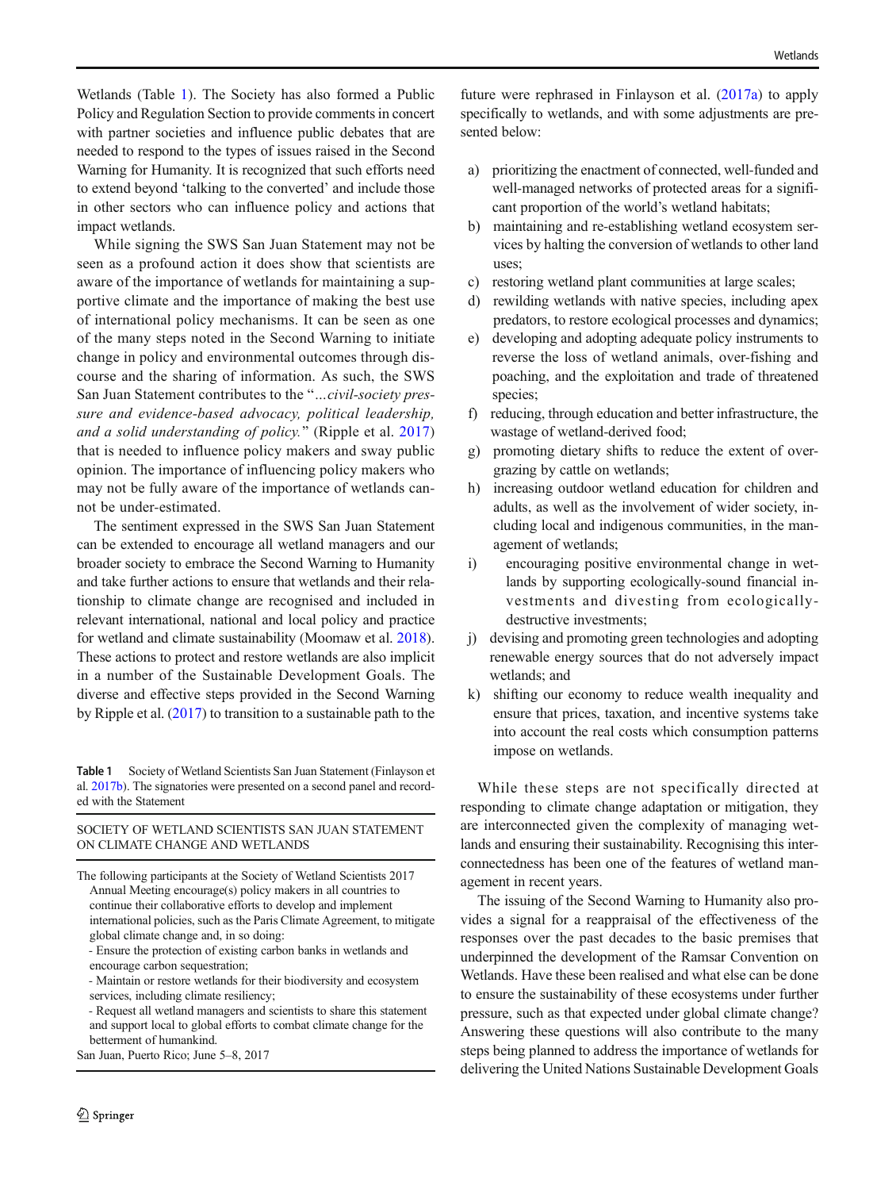Wetlands (Table 1). The Society has also formed a Public Policy and Regulation Section to provide comments in concert with partner societies and influence public debates that are needed to respond to the types of issues raised in the Second Warning for Humanity. It is recognized that such efforts need to extend beyond 'talking to the converted' and include those in other sectors who can influence policy and actions that impact wetlands.

While signing the SWS San Juan Statement may not be seen as a profound action it does show that scientists are aware of the importance of wetlands for maintaining a supportive climate and the importance of making the best use of international policy mechanisms. It can be seen as one of the many steps noted in the Second Warning to initiate change in policy and environmental outcomes through discourse and the sharing of information. As such, the SWS San Juan Statement contributes to the "*…civil-society pressure and evidence-based advocacy, political leadership, and a solid understanding of policy.*" (Ripple et al. 2017) that is needed to influence policy makers and sway public opinion. The importance of influencing policy makers who may not be fully aware of the importance of wetlands cannot be under-estimated.

The sentiment expressed in the SWS San Juan Statement can be extended to encourage all wetland managers and our broader society to embrace the Second Warning to Humanity and take further actions to ensure that wetlands and their relationship to climate change are recognised and included in relevant international, national and local policy and practice for wetland and climate sustainability (Moomaw et al. 2018). These actions to protect and restore wetlands are also implicit in a number of the Sustainable Development Goals. The diverse and effective steps provided in the Second Warning by Ripple et al. (2017) to transition to a sustainable path to the future were rephrased in Finlayson et al. (2017a) to apply specifically to wetlands, and with some adjustments are presented below:

a) prioritizing the enactment of connected, well-funded and well-managed networks of protected areas for a significant proportion of the world's wetland habitats;
b) maintaining and re-establishing wetland ecosystem services by halting the conversion of wetlands to other land uses;
c) restoring wetland plant communities at large scales;
d) rewilding wetlands with native species, including apex predators, to restore ecological processes and dynamics;
e) developing and adopting adequate policy instruments to reverse the loss of wetland animals, over-fishing and poaching, and the exploitation and trade of threatened species;
f) reducing, through education and better infrastructure, the wastage of wetland-derived food;
g) promoting dietary shifts to reduce the extent of over-grazing by cattle on wetlands;
h) increasing outdoor wetland education for children and adults, as well as the involvement of wider society, including local and indigenous communities, in the management of wetlands;
i) encouraging positive environmental change in wetlands by supporting ecologically-sound financial investments and divesting from ecologically-destructive investments;
j) devising and promoting green technologies and adopting renewable energy sources that do not adversely impact wetlands; and
k) shifting our economy to reduce wealth inequality and ensure that prices, taxation, and incentive systems take into account the real costs which consumption patterns impose on wetlands.

While these steps are not specifically directed at responding to climate change adaptation or mitigation, they are interconnected given the complexity of managing wetlands and ensuring their sustainability. Recognising this interconnectedness has been one of the features of wetland management in recent years.

The issuing of the Second Warning to Humanity also provides a signal for a reappraisal of the effectiveness of the responses over the past decades to the basic premises that underpinned the development of the Ramsar Convention on Wetlands. Have these been realised and what else can be done to ensure the sustainability of these ecosystems under further pressure, such as that expected under global climate change? Answering these questions will also contribute to the many steps being planned to address the importance of wetlands for delivering the United Nations Sustainable Development Goals

**Table 1** Society of Wetland Scientists San Juan Statement (Finlayson et al. 2017b). The signatories were presented on a second panel and recorded with the Statement

| SOCIETY OF WETLAND SCIENTISTS SAN JUAN STATEMENT ON CLIMATE CHANGE AND WETLANDS |
|---|
| The following participants at the Society of Wetland Scientists 2017 Annual Meeting encourage(s) policy makers in all countries to continue their collaborative efforts to develop and implement international policies, such as the Paris Climate Agreement, to mitigate global climate change and, in so doing: |
| - Ensure the protection of existing carbon banks in wetlands and encourage carbon sequestration; |
| - Maintain or restore wetlands for their biodiversity and ecosystem services, including climate resiliency; |
| - Request all wetland managers and scientists to share this statement and support local to global efforts to combat climate change for the betterment of humankind. |
| San Juan, Puerto Rico; June 5–8, 2017 |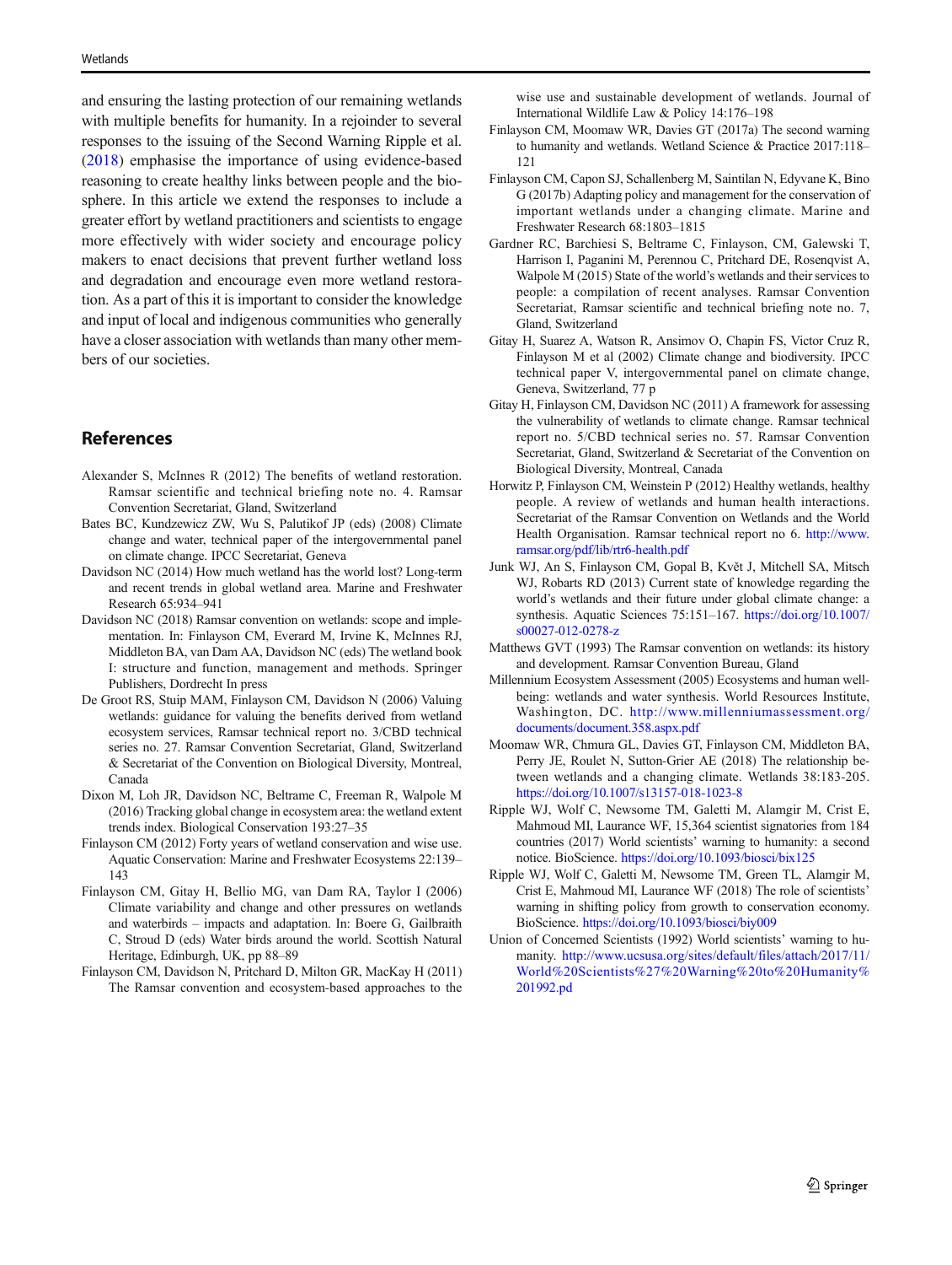and ensuring the lasting protection of our remaining wetlands with multiple benefits for humanity. In a rejoinder to several responses to the issuing of the Second Warning Ripple et al. (2018) emphasise the importance of using evidence-based reasoning to create healthy links between people and the biosphere. In this article we extend the responses to include a greater effort by wetland practitioners and scientists to engage more effectively with wider society and encourage policy makers to enact decisions that prevent further wetland loss and degradation and encourage even more wetland restoration. As a part of this it is important to consider the knowledge and input of local and indigenous communities who generally have a closer association with wetlands than many other members of our societies.

## References

Alexander S, McInnes R (2012) The benefits of wetland restoration. Ramsar scientific and technical briefing note no. 4. Ramsar Convention Secretariat, Gland, Switzerland

Bates BC, Kundzewicz ZW, Wu S, Palutikof JP (eds) (2008) Climate change and water, technical paper of the intergovernmental panel on climate change. IPCC Secretariat, Geneva

Davidson NC (2014) How much wetland has the world lost? Long-term and recent trends in global wetland area. Marine and Freshwater Research 65:934–941

Davidson NC (2018) Ramsar convention on wetlands: scope and implementation. In: Finlayson CM, Everard M, Irvine K, McInnes RJ, Middleton BA, van Dam AA, Davidson NC (eds) The wetland book I: structure and function, management and methods. Springer Publishers, Dordrecht In press

De Groot RS, Stuip MAM, Finlayson CM, Davidson N (2006) Valuing wetlands: guidance for valuing the benefits derived from wetland ecosystem services, Ramsar technical report no. 3/CBD technical series no. 27. Ramsar Convention Secretariat, Gland, Switzerland & Secretariat of the Convention on Biological Diversity, Montreal, Canada

Dixon M, Loh JR, Davidson NC, Beltrame C, Freeman R, Walpole M (2016) Tracking global change in ecosystem area: the wetland extent trends index. Biological Conservation 193:27–35

Finlayson CM (2012) Forty years of wetland conservation and wise use. Aquatic Conservation: Marine and Freshwater Ecosystems 22:139–143

Finlayson CM, Gitay H, Bellio MG, van Dam RA, Taylor I (2006) Climate variability and change and other pressures on wetlands and waterbirds – impacts and adaptation. In: Boere G, Gailbraith C, Stroud D (eds) Water birds around the world. Scottish Natural Heritage, Edinburgh, UK, pp 88–89

Finlayson CM, Davidson N, Pritchard D, Milton GR, MacKay H (2011) The Ramsar convention and ecosystem-based approaches to the wise use and sustainable development of wetlands. Journal of International Wildlife Law & Policy 14:176–198

Finlayson CM, Moomaw WR, Davies GT (2017a) The second warning to humanity and wetlands. Wetland Science & Practice 2017:118–121

Finlayson CM, Capon SJ, Schallenberg M, Saintilan N, Edyvane K, Bino G (2017b) Adapting policy and management for the conservation of important wetlands under a changing climate. Marine and Freshwater Research 68:1803–1815

Gardner RC, Barchiesi S, Beltrame C, Finlayson, CM, Galewski T, Harrison I, Paganini M, Perennou C, Pritchard DE, Rosenqvist A, Walpole M (2015) State of the world's wetlands and their services to people: a compilation of recent analyses. Ramsar Convention Secretariat, Ramsar scientific and technical briefing note no. 7, Gland, Switzerland

Gitay H, Suarez A, Watson R, Ansimov O, Chapin FS, Victor Cruz R, Finlayson M et al (2002) Climate change and biodiversity. IPCC technical paper V, intergovernmental panel on climate change, Geneva, Switzerland, 77 p

Gitay H, Finlayson CM, Davidson NC (2011) A framework for assessing the vulnerability of wetlands to climate change. Ramsar technical report no. 5/CBD technical series no. 57. Ramsar Convention Secretariat, Gland, Switzerland & Secretariat of the Convention on Biological Diversity, Montreal, Canada

Horwitz P, Finlayson CM, Weinstein P (2012) Healthy wetlands, healthy people. A review of wetlands and human health interactions. Secretariat of the Ramsar Convention on Wetlands and the World Health Organisation. Ramsar technical report no 6. http://www.ramsar.org/pdf/lib/rtr6-health.pdf

Junk WJ, An S, Finlayson CM, Gopal B, Květ J, Mitchell SA, Mitsch WJ, Robarts RD (2013) Current state of knowledge regarding the world's wetlands and their future under global climate change: a synthesis. Aquatic Sciences 75:151–167. https://doi.org/10.1007/s00027-012-0278-z

Matthews GVT (1993) The Ramsar convention on wetlands: its history and development. Ramsar Convention Bureau, Gland

Millennium Ecosystem Assessment (2005) Ecosystems and human well-being: wetlands and water synthesis. World Resources Institute, Washington, DC. http://www.millenniumassessment.org/documents/document.358.aspx.pdf

Moomaw WR, Chmura GL, Davies GT, Finlayson CM, Middleton BA, Perry JE, Roulet N, Sutton-Grier AE (2018) The relationship between wetlands and a changing climate. Wetlands 38:183-205. https://doi.org/10.1007/s13157-018-1023-8

Ripple WJ, Wolf C, Newsome TM, Galetti M, Alamgir M, Crist E, Mahmoud MI, Laurance WF, 15,364 scientist signatories from 184 countries (2017) World scientists' warning to humanity: a second notice. BioScience. https://doi.org/10.1093/biosci/bix125

Ripple WJ, Wolf C, Galetti M, Newsome TM, Green TL, Alamgir M, Crist E, Mahmoud MI, Laurance WF (2018) The role of scientists' warning in shifting policy from growth to conservation economy. BioScience. https://doi.org/10.1093/biosci/biy009

Union of Concerned Scientists (1992) World scientists' warning to humanity. http://www.ucsusa.org/sites/default/files/attach/2017/11/World%20Scientists%27%20Warning%20to%20Humanity%201992.pd